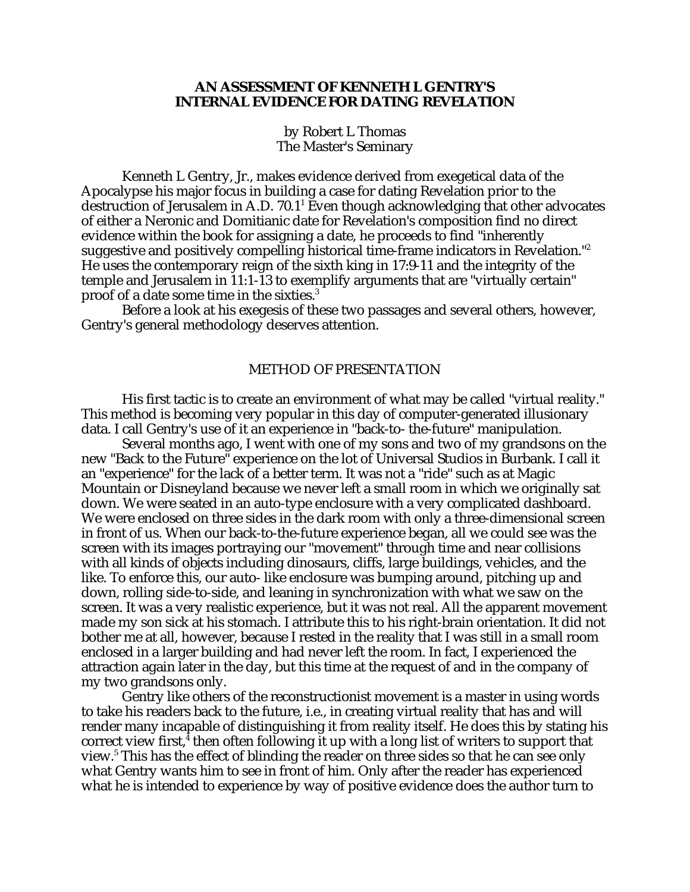# AN ASSESSMENT OF KENNETH L GENTRY'S INTERNAL EVIDENCE FOR DATING REVELATION

by Robert L Thomas
The Master's Seminary

Kenneth L Gentry, Jr., makes evidence derived from exegetical data of the Apocalypse his major focus in building a case for dating Revelation prior to the destruction of Jerusalem in A.D. 70.[1] Even though acknowledging that other advocates of either a Neronic and Domitianic date for Revelation's composition find no direct evidence within the book for assigning a date, he proceeds to find "inherently suggestive and positively compelling historical time-frame indicators in Revelation."[2] He uses the contemporary reign of the sixth king in 17:9-11 and the integrity of the temple and Jerusalem in 11:1-13 to exemplify arguments that are "virtually certain" proof of a date some time in the sixties.[3]

Before a look at his exegesis of these two passages and several others, however, Gentry's general methodology deserves attention.

## METHOD OF PRESENTATION

His first tactic is to create an environment of what may be called "virtual reality." This method is becoming very popular in this day of computer-generated illusionary data. I call Gentry's use of it an experience in "back-to- the-future" manipulation.

Several months ago, I went with one of my sons and two of my grandsons on the new "Back to the Future" experience on the lot of Universal Studios in Burbank. I call it an "experience" for the lack of a better term. It was not a "ride" such as at Magic Mountain or Disneyland because we never left a small room in which we originally sat down. We were seated in an auto-type enclosure with a very complicated dashboard. We were enclosed on three sides in the dark room with only a three-dimensional screen in front of us. When our back-to-the-future experience began, all we could see was the screen with its images portraying our "movement" through time and near collisions with all kinds of objects including dinosaurs, cliffs, large buildings, vehicles, and the like. To enforce this, our auto- like enclosure was bumping around, pitching up and down, rolling side-to-side, and leaning in synchronization with what we saw on the screen. It was a very realistic experience, but it was not real. All the apparent movement made my son sick at his stomach. I attribute this to his right-brain orientation. It did not bother me at all, however, because I rested in the reality that I was still in a small room enclosed in a larger building and had never left the room. In fact, I experienced the attraction again later in the day, but this time at the request of and in the company of my two grandsons only.

Gentry like others of the reconstructionist movement is a master in using words to take his readers back to the future, i.e., in creating virtual reality that has and will render many incapable of distinguishing it from reality itself. He does this by stating his correct view first,[4] then often following it up with a long list of writers to support that view.[5] This has the effect of blinding the reader on three sides so that he can see only what Gentry wants him to see in front of him. Only after the reader has experienced what he is intended to experience by way of positive evidence does the author turn to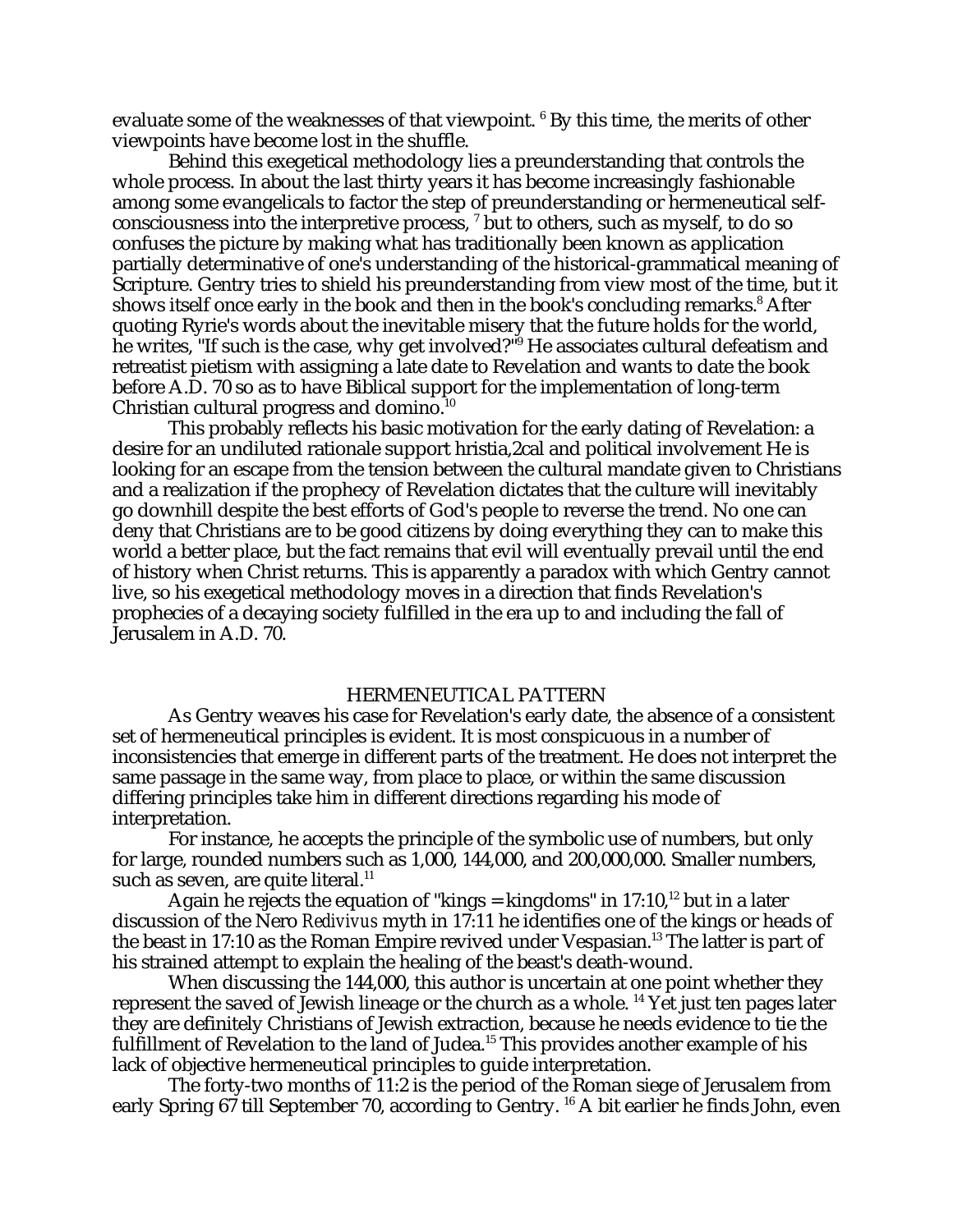evaluate some of the weaknesses of that viewpoint. [6] By this time, the merits of other viewpoints have become lost in the shuffle.

Behind this exegetical methodology lies a preunderstanding that controls the whole process. In about the last thirty years it has become increasingly fashionable among some evangelicals to factor the step of preunderstanding or hermeneutical self-consciousness into the interpretive process, [7] but to others, such as myself, to do so confuses the picture by making what has traditionally been known as application partially determinative of one's understanding of the historical-grammatical meaning of Scripture. Gentry tries to shield his preunderstanding from view most of the time, but it shows itself once early in the book and then in the book's concluding remarks.[8] After quoting Ryrie's words about the inevitable misery that the future holds for the world, he writes, "If such is the case, why get involved?"[9] He associates cultural defeatism and retreatist pietism with assigning a late date to Revelation and wants to date the book before A.D. 70 so as to have Biblical support for the implementation of long-term Christian cultural progress and domino.[10]

This probably reflects his basic motivation for the early dating of Revelation: a desire for an undiluted rationale support hristia,2cal and political involvement He is looking for an escape from the tension between the cultural mandate given to Christians and a realization if the prophecy of Revelation dictates that the culture will inevitably go downhill despite the best efforts of God's people to reverse the trend. No one can deny that Christians are to be good citizens by doing everything they can to make this world a better place, but the fact remains that evil will eventually prevail until the end of history when Christ returns. This is apparently a paradox with which Gentry cannot live, so his exegetical methodology moves in a direction that finds Revelation's prophecies of a decaying society fulfilled in the era up to and including the fall of Jerusalem in A.D. 70.

## HERMENEUTICAL PATTERN

As Gentry weaves his case for Revelation's early date, the absence of a consistent set of hermeneutical principles is evident. It is most conspicuous in a number of inconsistencies that emerge in different parts of the treatment. He does not interpret the same passage in the same way, from place to place, or within the same discussion differing principles take him in different directions regarding his mode of interpretation.

For instance, he accepts the principle of the symbolic use of numbers, but only for large, rounded numbers such as 1,000, 144,000, and 200,000,000. Smaller numbers, such as seven, are quite literal.[11]

Again he rejects the equation of "kings = kingdoms" in 17:10,[12] but in a later discussion of the Nero *Redivivus* myth in 17:11 he identifies one of the kings or heads of the beast in 17:10 as the Roman Empire revived under Vespasian.[13] The latter is part of his strained attempt to explain the healing of the beast's death-wound.

When discussing the 144,000, this author is uncertain at one point whether they represent the saved of Jewish lineage or the church as a whole. [14] Yet just ten pages later they are definitely Christians of Jewish extraction, because he needs evidence to tie the fulfillment of Revelation to the land of Judea.[15] This provides another example of his lack of objective hermeneutical principles to guide interpretation.

The forty-two months of 11:2 is the period of the Roman siege of Jerusalem from early Spring 67 till September 70, according to Gentry. [16] A bit earlier he finds John, even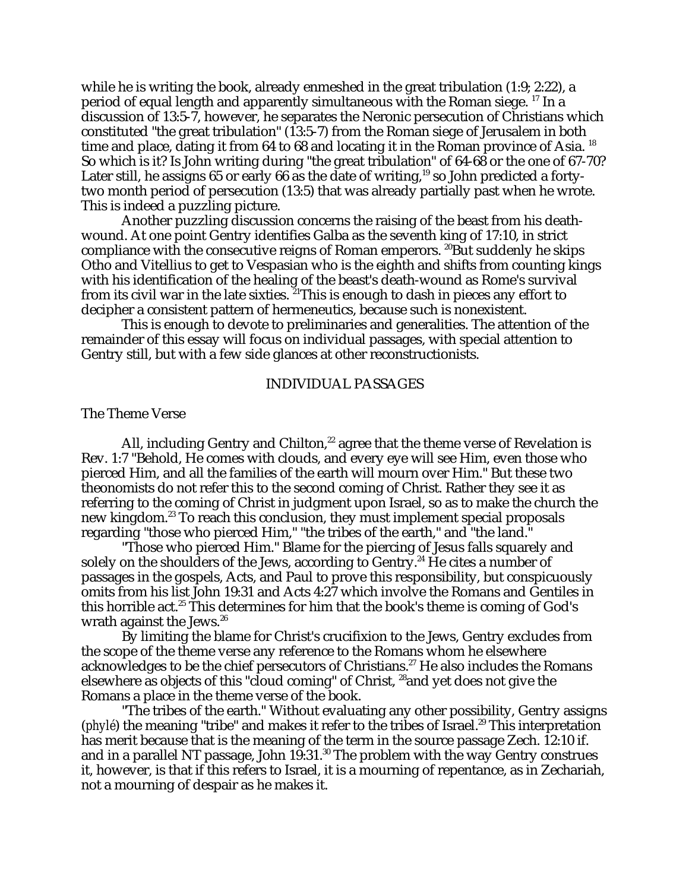while he is writing the book, already enmeshed in the great tribulation (1:9; 2:22), a period of equal length and apparently simultaneous with the Roman siege. [17] In a discussion of 13:5-7, however, he separates the Neronic persecution of Christians which constituted "the great tribulation" (13:5-7) from the Roman siege of Jerusalem in both time and place, dating it from 64 to 68 and locating it in the Roman province of Asia. [18] So which is it? Is John writing during "the great tribulation" of 64-68 or the one of 67-70? Later still, he assigns 65 or early 66 as the date of writing,[19] so John predicted a forty-two month period of persecution (13:5) that was already partially past when he wrote. This is indeed a puzzling picture.

Another puzzling discussion concerns the raising of the beast from his death-wound. At one point Gentry identifies Galba as the seventh king of 17:10, in strict compliance with the consecutive reigns of Roman emperors. [20]But suddenly he skips Otho and Vitellius to get to Vespasian who is the eighth and shifts from counting kings with his identification of the healing of the beast's death-wound as Rome's survival from its civil war in the late sixties. [21]This is enough to dash in pieces any effort to decipher a consistent pattern of hermeneutics, because such is nonexistent.

This is enough to devote to preliminaries and generalities. The attention of the remainder of this essay will focus on individual passages, with special attention to Gentry still, but with a few side glances at other reconstructionists.

## INDIVIDUAL PASSAGES

### The Theme Verse

All, including Gentry and Chilton,[22] agree that the theme verse of Revelation is Rev. 1:7 "Behold, He comes with clouds, and every eye will see Him, even those who pierced Him, and all the families of the earth will mourn over Him." But these two theonomists do not refer this to the second coming of Christ. Rather they see it as referring to the coming of Christ in judgment upon Israel, so as to make the church the new kingdom.[23] To reach this conclusion, they must implement special proposals regarding "those who pierced Him," "the tribes of the earth," and "the land."

"Those who pierced Him." Blame for the piercing of Jesus falls squarely and solely on the shoulders of the Jews, according to Gentry.[24] He cites a number of passages in the gospels, Acts, and Paul to prove this responsibility, but conspicuously omits from his list John 19:31 and Acts 4:27 which involve the Romans and Gentiles in this horrible act.[25] This determines for him that the book's theme is coming of God's wrath against the Jews.[26]

By limiting the blame for Christ's crucifixion to the Jews, Gentry excludes from the scope of the theme verse any reference to the Romans whom he elsewhere acknowledges to be the chief persecutors of Christians.[27] He also includes the Romans elsewhere as objects of this "cloud coming" of Christ, [28]and yet does not give the Romans a place in the theme verse of the book.

"The tribes of the earth." Without evaluating any other possibility, Gentry assigns (*phylé*) the meaning "tribe" and makes it refer to the tribes of Israel.[29] This interpretation has merit because that is the meaning of the term in the source passage Zech. 12:10 if. and in a parallel NT passage, John 19:31.[30] The problem with the way Gentry construes it, however, is that if this refers to Israel, it is a mourning of repentance, as in Zechariah, not a mourning of despair as he makes it.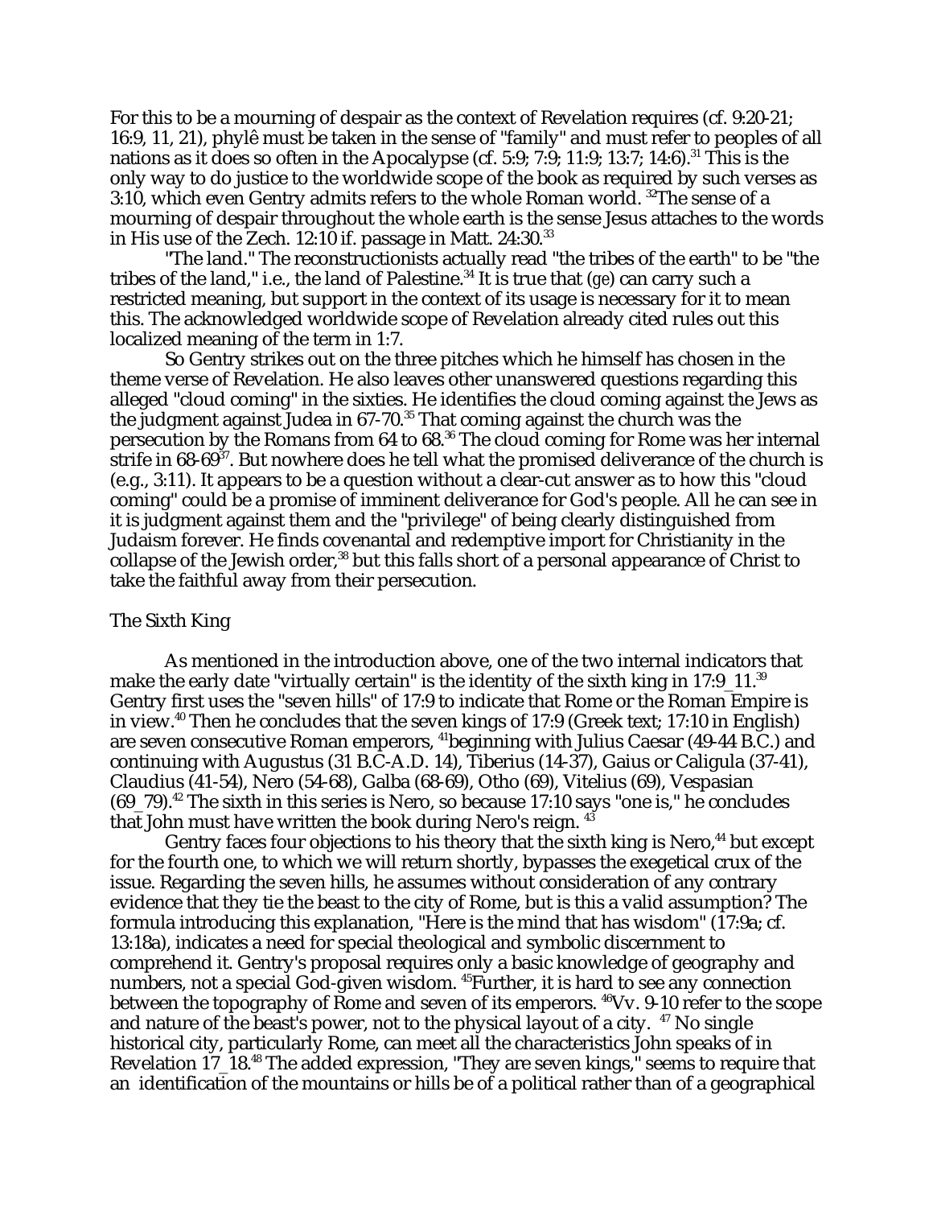For this to be a mourning of despair as the context of Revelation requires (cf. 9:20-21; 16:9, 11, 21), phylê must be taken in the sense of "family" and must refer to peoples of all nations as it does so often in the Apocalypse (cf. 5:9; 7:9; 11:9; 13:7; 14:6).[31] This is the only way to do justice to the worldwide scope of the book as required by such verses as 3:10, which even Gentry admits refers to the whole Roman world. [32]The sense of a mourning of despair throughout the whole earth is the sense Jesus attaches to the words in His use of the Zech. 12:10 if. passage in Matt. 24:30.[33]

"The land." The reconstructionists actually read "the tribes of the earth" to be "the tribes of the land," i.e., the land of Palestine.[34] It is true that (*ge*) can carry such a restricted meaning, but support in the context of its usage is necessary for it to mean this. The acknowledged worldwide scope of Revelation already cited rules out this localized meaning of the term in 1:7.

So Gentry strikes out on the three pitches which he himself has chosen in the theme verse of Revelation. He also leaves other unanswered questions regarding this alleged "cloud coming" in the sixties. He identifies the cloud coming against the Jews as the judgment against Judea in 67-70.[35] That coming against the church was the persecution by the Romans from 64 to 68.[36] The cloud coming for Rome was her internal strife in 68-69[37]. But nowhere does he tell what the promised deliverance of the church is (e.g., 3:11). It appears to be a question without a clear-cut answer as to how this "cloud coming" could be a promise of imminent deliverance for God's people. All he can see in it is judgment against them and the "privilege" of being clearly distinguished from Judaism forever. He finds covenantal and redemptive import for Christianity in the collapse of the Jewish order,[38] but this falls short of a personal appearance of Christ to take the faithful away from their persecution.

## The Sixth King

As mentioned in the introduction above, one of the two internal indicators that make the early date "virtually certain" is the identity of the sixth king in 17:9_11.[39] Gentry first uses the "seven hills" of 17:9 to indicate that Rome or the Roman Empire is in view.[40] Then he concludes that the seven kings of 17:9 (Greek text; 17:10 in English) are seven consecutive Roman emperors, [41]beginning with Julius Caesar (49-44 B.C.) and continuing with Augustus (31 B.C-A.D. 14), Tiberius (14-37), Gaius or Caligula (37-41), Claudius (41-54), Nero (54-68), Galba (68-69), Otho (69), Vitelius (69), Vespasian (69_79).[42] The sixth in this series is Nero, so because 17:10 says "one is," he concludes that John must have written the book during Nero's reign. [43]

Gentry faces four objections to his theory that the sixth king is Nero,[44] but except for the fourth one, to which we will return shortly, bypasses the exegetical crux of the issue. Regarding the seven hills, he assumes without consideration of any contrary evidence that they tie the beast to the city of Rome, but is this a valid assumption? The formula introducing this explanation, "Here is the mind that has wisdom" (17:9a; cf. 13:18a), indicates a need for special theological and symbolic discernment to comprehend it. Gentry's proposal requires only a basic knowledge of geography and numbers, not a special God-given wisdom. [45]Further, it is hard to see any connection between the topography of Rome and seven of its emperors. [46]Vv. 9-10 refer to the scope and nature of the beast's power, not to the physical layout of a city. [47] No single historical city, particularly Rome, can meet all the characteristics John speaks of in Revelation 17_18.[48] The added expression, "They are seven kings," seems to require that an identification of the mountains or hills be of a political rather than of a geographical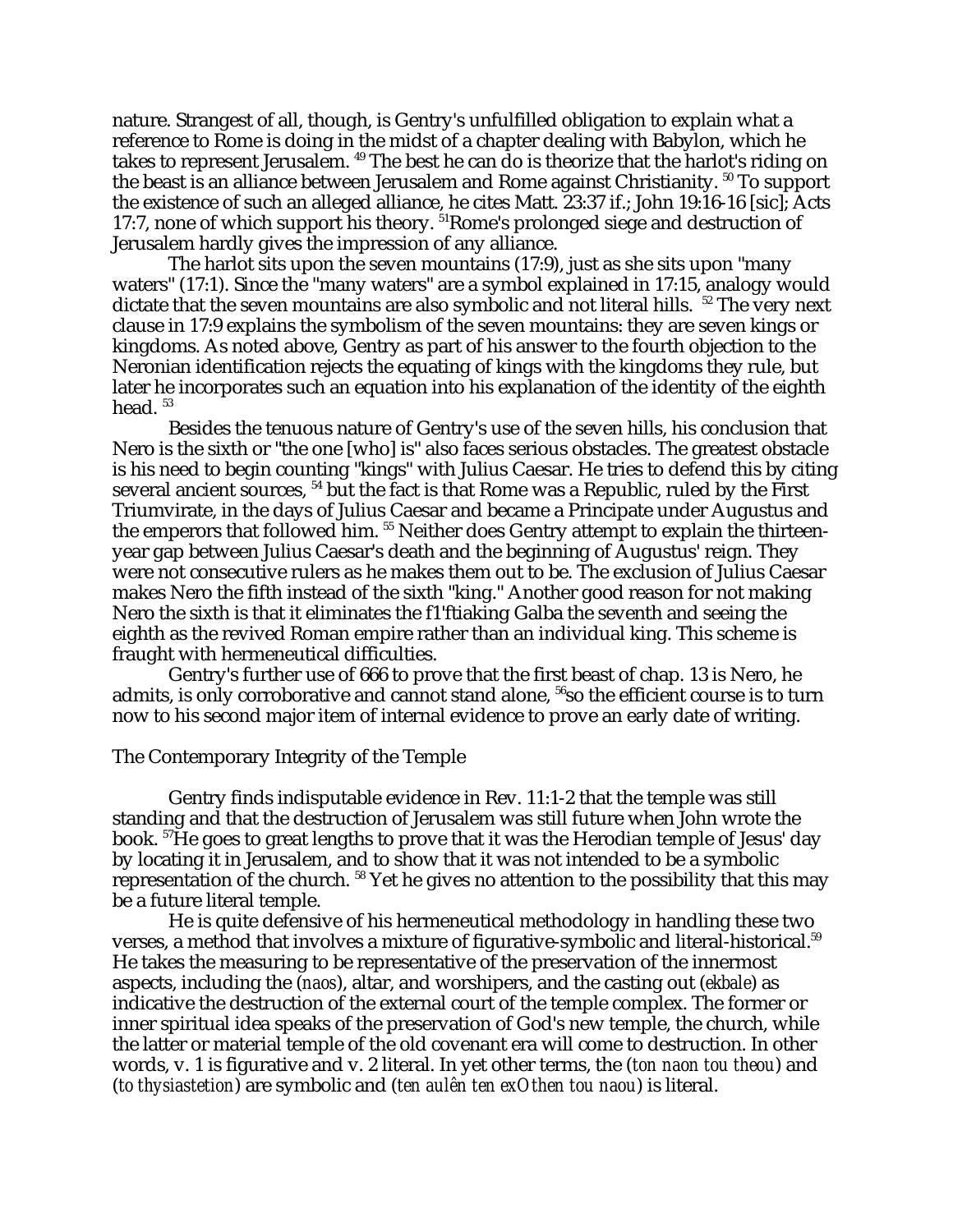nature. Strangest of all, though, is Gentry's unfulfilled obligation to explain what a reference to Rome is doing in the midst of a chapter dealing with Babylon, which he takes to represent Jerusalem. [49] The best he can do is theorize that the harlot's riding on the beast is an alliance between Jerusalem and Rome against Christianity. [50] To support the existence of such an alleged alliance, he cites Matt. 23:37 if.; John 19:16-16 [sic]; Acts 17:7, none of which support his theory. [51]Rome's prolonged siege and destruction of Jerusalem hardly gives the impression of any alliance.

The harlot sits upon the seven mountains (17:9), just as she sits upon "many waters" (17:1). Since the "many waters" are a symbol explained in 17:15, analogy would dictate that the seven mountains are also symbolic and not literal hills. [52] The very next clause in 17:9 explains the symbolism of the seven mountains: they are seven kings or kingdoms. As noted above, Gentry as part of his answer to the fourth objection to the Neronian identification rejects the equating of kings with the kingdoms they rule, but later he incorporates such an equation into his explanation of the identity of the eighth head. [53]

Besides the tenuous nature of Gentry's use of the seven hills, his conclusion that Nero is the sixth or "the one [who] is" also faces serious obstacles. The greatest obstacle is his need to begin counting "kings" with Julius Caesar. He tries to defend this by citing several ancient sources, [54] but the fact is that Rome was a Republic, ruled by the First Triumvirate, in the days of Julius Caesar and became a Principate under Augustus and the emperors that followed him. [55] Neither does Gentry attempt to explain the thirteen-year gap between Julius Caesar's death and the beginning of Augustus' reign. They were not consecutive rulers as he makes them out to be. The exclusion of Julius Caesar makes Nero the fifth instead of the sixth "king." Another good reason for not making Nero the sixth is that it eliminates the f1'ftiaking Galba the seventh and seeing the eighth as the revived Roman empire rather than an individual king. This scheme is fraught with hermeneutical difficulties.

Gentry's further use of 666 to prove that the first beast of chap. 13 is Nero, he admits, is only corroborative and cannot stand alone, [56]so the efficient course is to turn now to his second major item of internal evidence to prove an early date of writing.

## The Contemporary Integrity of the Temple

Gentry finds indisputable evidence in Rev. 11:1-2 that the temple was still standing and that the destruction of Jerusalem was still future when John wrote the book. [57]He goes to great lengths to prove that it was the Herodian temple of Jesus' day by locating it in Jerusalem, and to show that it was not intended to be a symbolic representation of the church. [58] Yet he gives no attention to the possibility that this may be a future literal temple.

He is quite defensive of his hermeneutical methodology in handling these two verses, a method that involves a mixture of figurative-symbolic and literal-historical.[59] He takes the measuring to be representative of the preservation of the innermost aspects, including the (*naos*), altar, and worshipers, and the casting out (*ekbale*) as indicative the destruction of the external court of the temple complex. The former or inner spiritual idea speaks of the preservation of God's new temple, the church, while the latter or material temple of the old covenant era will come to destruction. In other words, v. 1 is figurative and v. 2 literal. In yet other terms, the (*ton naon tou theou*) and (*to thysiastetion*) are symbolic and (*ten aulên ten exOthen tou naou*) is literal.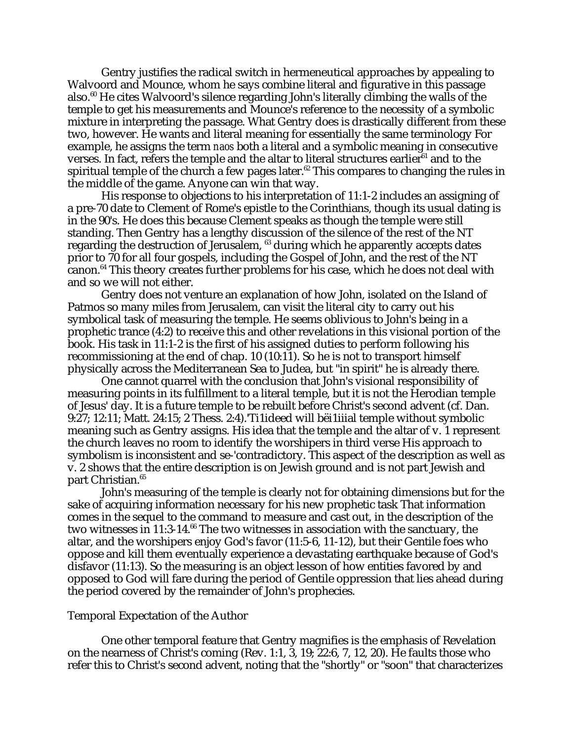Gentry justifies the radical switch in hermeneutical approaches by appealing to Walvoord and Mounce, whom he says combine literal and figurative in this passage also.[60] He cites Walvoord's silence regarding John's literally climbing the walls of the temple to get his measurements and Mounce's reference to the necessity of a symbolic mixture in interpreting the passage. What Gentry does is drastically different from these two, however. He wants and literal meaning for essentially the same terminology For example, he assigns the term *naos* both a literal and a symbolic meaning in consecutive verses. In fact, refers the temple and the altar to literal structures earlier[61] and to the spiritual temple of the church a few pages later.[62] This compares to changing the rules in the middle of the game. Anyone can win that way.

His response to objections to his interpretation of 11:1-2 includes an assigning of a pre-70 date to Clement of Rome's epistle to the Corinthians, though its usual dating is in the 90's. He does this because Clement speaks as though the temple were still standing. Then Gentry has a lengthy discussion of the silence of the rest of the NT regarding the destruction of Jerusalem, [63] during which he apparently accepts dates prior to 70 for all four gospels, including the Gospel of John, and the rest of the NT canon.[64] This theory creates further problems for his case, which he does not deal with and so we will not either.

Gentry does not venture an explanation of how John, isolated on the Island of Patmos so many miles from Jerusalem, can visit the literal city to carry out his symbolical task of measuring the temple. He seems oblivious to John's being in a prophetic trance (4:2) to receive this and other revelations in this visional portion of the book. His task in 11:1-2 is the first of his assigned duties to perform following his recommissioning at the end of chap. 10 (10:11). So he is not to transport himself physically across the Mediterranean Sea to Judea, but "in spirit" he is already there.

One cannot quarrel with the conclusion that John's visional responsibility of measuring points in its fulfillment to a literal temple, but it is not the Herodian temple of Jesus' day. It is a future temple to be rebuilt before Christ's second advent (cf. Dan. 9:27; 12:11; Matt. 24:15; 2 Thess. 2:4).'Ti1ideed will bëi1iiial temple without symbolic meaning such as Gentry assigns. His idea that the temple and the altar of v. 1 represent the church leaves no room to identify the worshipers in third verse His approach to symbolism is inconsistent and se-'contradictory. This aspect of the description as well as v. 2 shows that the entire description is on Jewish ground and is not part Jewish and part Christian.[65]

John's measuring of the temple is clearly not for obtaining dimensions but for the sake of acquiring information necessary for his new prophetic task That information comes in the sequel to the command to measure and cast out, in the description of the two witnesses in 11:3-14.[66] The two witnesses in association with the sanctuary, the altar, and the worshipers enjoy God's favor (11:5-6, 11-12), but their Gentile foes who oppose and kill them eventually experience a devastating earthquake because of God's disfavor (11:13). So the measuring is an object lesson of how entities favored by and opposed to God will fare during the period of Gentile oppression that lies ahead during the period covered by the remainder of John's prophecies.

## Temporal Expectation of the Author

One other temporal feature that Gentry magnifies is the emphasis of Revelation on the nearness of Christ's coming (Rev. 1:1, 3, 19; 22:6, 7, 12, 20). He faults those who refer this to Christ's second advent, noting that the "shortly" or "soon" that characterizes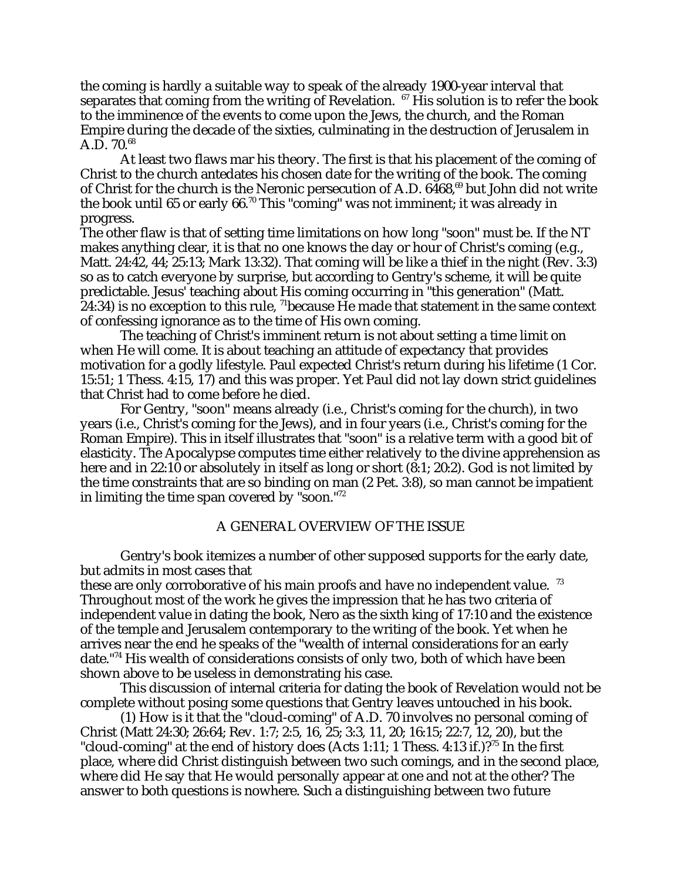the coming is hardly a suitable way to speak of the already 1900-year interval that separates that coming from the writing of Revelation. [67] His solution is to refer the book to the imminence of the events to come upon the Jews, the church, and the Roman Empire during the decade of the sixties, culminating in the destruction of Jerusalem in A.D. 70.[68]

At least two flaws mar his theory. The first is that his placement of the coming of Christ to the church antedates his chosen date for the writing of the book. The coming of Christ for the church is the Neronic persecution of A.D. 6468,[69] but John did not write the book until 65 or early 66.[70] This "coming" was not imminent; it was already in progress.

The other flaw is that of setting time limitations on how long "soon" must be. If the NT makes anything clear, it is that no one knows the day or hour of Christ's coming (e.g., Matt. 24:42, 44; 25:13; Mark 13:32). That coming will be like a thief in the night (Rev. 3:3) so as to catch everyone by surprise, but according to Gentry's scheme, it will be quite predictable. Jesus' teaching about His coming occurring in "this generation" (Matt. 24:34) is no exception to this rule, [71]because He made that statement in the same context of confessing ignorance as to the time of His own coming.

The teaching of Christ's imminent return is not about setting a time limit on when He will come. It is about teaching an attitude of expectancy that provides motivation for a godly lifestyle. Paul expected Christ's return during his lifetime (1 Cor. 15:51; 1 Thess. 4:15, 17) and this was proper. Yet Paul did not lay down strict guidelines that Christ had to come before he died.

For Gentry, "soon" means already (i.e., Christ's coming for the church), in two years (i.e., Christ's coming for the Jews), and in four years (i.e., Christ's coming for the Roman Empire). This in itself illustrates that "soon" is a relative term with a good bit of elasticity. The Apocalypse computes time either relatively to the divine apprehension as here and in 22:10 or absolutely in itself as long or short (8:1; 20:2). God is not limited by the time constraints that are so binding on man (2 Pet. 3:8), so man cannot be impatient in limiting the time span covered by "soon."[72]

## A GENERAL OVERVIEW OF THE ISSUE

Gentry's book itemizes a number of other supposed supports for the early date, but admits in most cases that these are only corroborative of his main proofs and have no independent value. [73] Throughout most of the work he gives the impression that he has two criteria of independent value in dating the book, Nero as the sixth king of 17:10 and the existence of the temple and Jerusalem contemporary to the writing of the book. Yet when he arrives near the end he speaks of the "wealth of internal considerations for an early date."[74] His wealth of considerations consists of only two, both of which have been shown above to be useless in demonstrating his case.

This discussion of internal criteria for dating the book of Revelation would not be complete without posing some questions that Gentry leaves untouched in his book.

(1) How is it that the "cloud-coming" of A.D. 70 involves no personal coming of Christ (Matt 24:30; 26:64; Rev. 1:7; 2:5, 16, 25; 3:3, 11, 20; 16:15; 22:7, 12, 20), but the "cloud-coming" at the end of history does (Acts 1:11; 1 Thess. 4:13 if.)?[75] In the first place, where did Christ distinguish between two such comings, and in the second place, where did He say that He would personally appear at one and not at the other? The answer to both questions is nowhere. Such a distinguishing between two future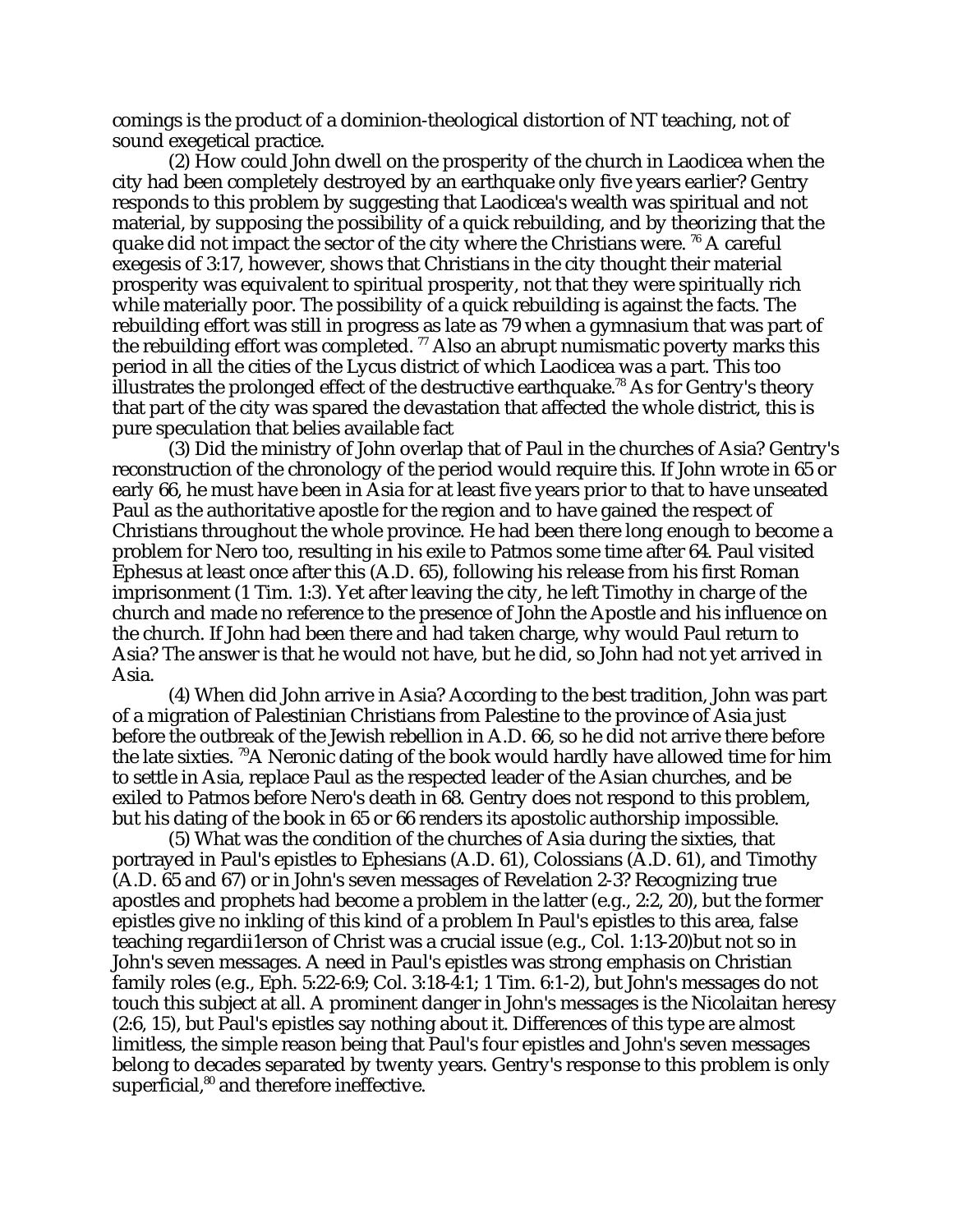comings is the product of a dominion-theological distortion of NT teaching, not of sound exegetical practice.

(2) How could John dwell on the prosperity of the church in Laodicea when the city had been completely destroyed by an earthquake only five years earlier? Gentry responds to this problem by suggesting that Laodicea's wealth was spiritual and not material, by supposing the possibility of a quick rebuilding, and by theorizing that the quake did not impact the sector of the city where the Christians were. [76] A careful exegesis of 3:17, however, shows that Christians in the city thought their material prosperity was equivalent to spiritual prosperity, not that they were spiritually rich while materially poor. The possibility of a quick rebuilding is against the facts. The rebuilding effort was still in progress as late as 79 when a gymnasium that was part of the rebuilding effort was completed. [77] Also an abrupt numismatic poverty marks this period in all the cities of the Lycus district of which Laodicea was a part. This too illustrates the prolonged effect of the destructive earthquake.[78] As for Gentry's theory that part of the city was spared the devastation that affected the whole district, this is pure speculation that belies available fact

(3) Did the ministry of John overlap that of Paul in the churches of Asia? Gentry's reconstruction of the chronology of the period would require this. If John wrote in 65 or early 66, he must have been in Asia for at least five years prior to that to have unseated Paul as the authoritative apostle for the region and to have gained the respect of Christians throughout the whole province. He had been there long enough to become a problem for Nero too, resulting in his exile to Patmos some time after 64. Paul visited Ephesus at least once after this (A.D. 65), following his release from his first Roman imprisonment (1 Tim. 1:3). Yet after leaving the city, he left Timothy in charge of the church and made no reference to the presence of John the Apostle and his influence on the church. If John had been there and had taken charge, why would Paul return to Asia? The answer is that he would not have, but he did, so John had not yet arrived in Asia.

(4) When did John arrive in Asia? According to the best tradition, John was part of a migration of Palestinian Christians from Palestine to the province of Asia just before the outbreak of the Jewish rebellion in A.D. 66, so he did not arrive there before the late sixties. [79]A Neronic dating of the book would hardly have allowed time for him to settle in Asia, replace Paul as the respected leader of the Asian churches, and be exiled to Patmos before Nero's death in 68. Gentry does not respond to this problem, but his dating of the book in 65 or 66 renders its apostolic authorship impossible.

(5) What was the condition of the churches of Asia during the sixties, that portrayed in Paul's epistles to Ephesians (A.D. 61), Colossians (A.D. 61), and Timothy (A.D. 65 and 67) or in John's seven messages of Revelation 2-3? Recognizing true apostles and prophets had become a problem in the latter (e.g., 2:2, 20), but the former epistles give no inkling of this kind of a problem In Paul's epistles to this area, false teaching regardii1erson of Christ was a crucial issue (e.g., Col. 1:13-20)but not so in John's seven messages. A need in Paul's epistles was strong emphasis on Christian family roles (e.g., Eph. 5:22-6:9; Col. 3:18-4:1; 1 Tim. 6:1-2), but John's messages do not touch this subject at all. A prominent danger in John's messages is the Nicolaitan heresy (2:6, 15), but Paul's epistles say nothing about it. Differences of this type are almost limitless, the simple reason being that Paul's four epistles and John's seven messages belong to decades separated by twenty years. Gentry's response to this problem is only superficial,[80] and therefore ineffective.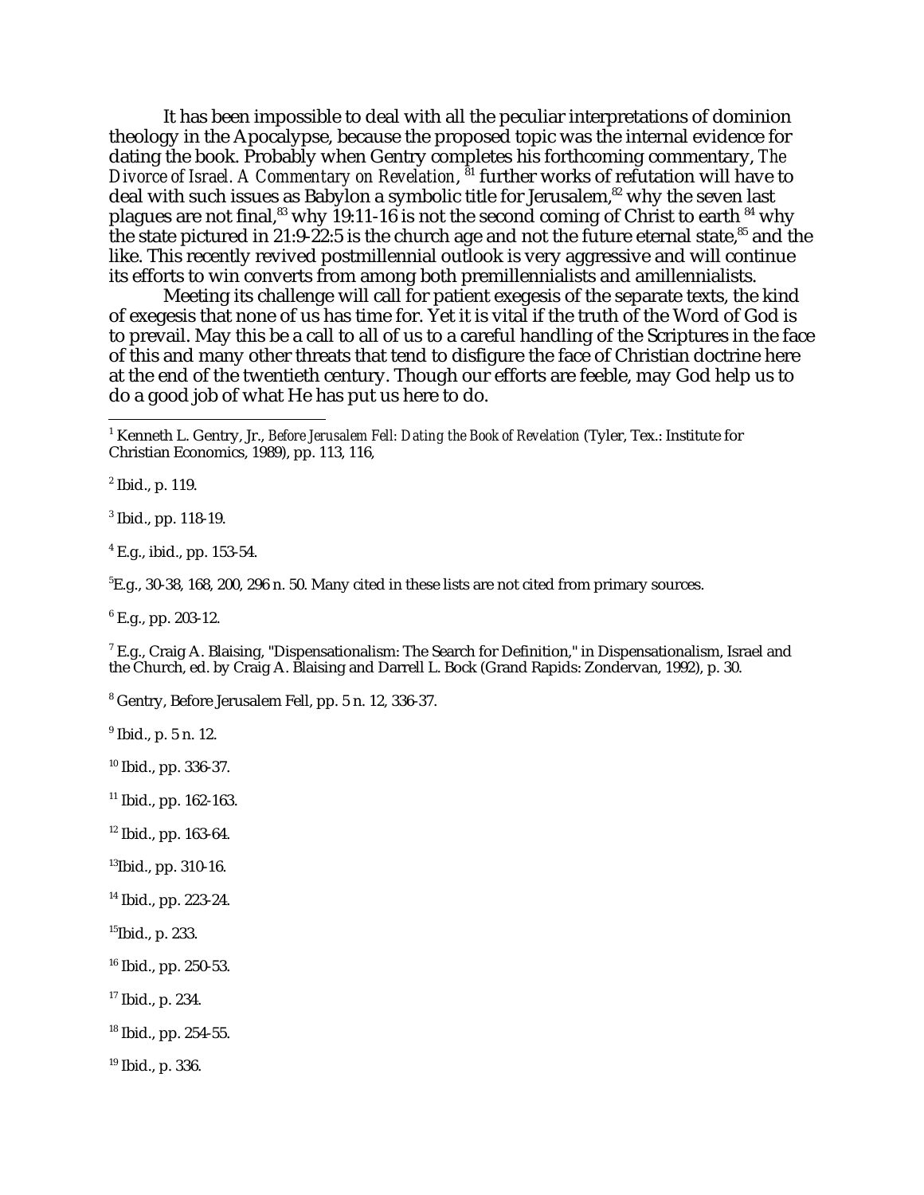It has been impossible to deal with all the peculiar interpretations of dominion theology in the Apocalypse, because the proposed topic was the internal evidence for dating the book. Probably when Gentry completes his forthcoming commentary, *The Divorce of Israel. A Commentary on Revelation*, [81] further works of refutation will have to deal with such issues as Babylon a symbolic title for Jerusalem,[82] why the seven last plagues are not final,[83] why 19:11-16 is not the second coming of Christ to earth [84] why the state pictured in 21:9-22:5 is the church age and not the future eternal state,[85] and the like. This recently revived postmillennial outlook is very aggressive and will continue its efforts to win converts from among both premillennialists and amillennialists.

Meeting its challenge will call for patient exegesis of the separate texts, the kind of exegesis that none of us has time for. Yet it is vital if the truth of the Word of God is to prevail. May this be a call to all of us to a careful handling of the Scriptures in the face of this and many other threats that tend to disfigure the face of Christian doctrine here at the end of the twentieth century. Though our efforts are feeble, may God help us to do a good job of what He has put us here to do.

---

[1] Kenneth L. Gentry, Jr., *Before Jerusalem Fell: Dating the Book of Revelation* (Tyler, Tex.: Institute for Christian Economics, 1989), pp. 113, 116,

[2] Ibid., p. 119.

[3] Ibid., pp. 118-19.

[4] E.g., ibid., pp. 153-54.

[5]E.g., 30-38, 168, 200, 296 n. 50. Many cited in these lists are not cited from primary sources.

[6] E.g., pp. 203-12.

[7] E.g., Craig A. Blaising, "Dispensationalism: The Search for Definition," in Dispensationalism, Israel and the Church, ed. by Craig A. Blaising and Darrell L. Bock (Grand Rapids: Zondervan, 1992), p. 30.

[8] Gentry, Before Jerusalem Fell, pp. 5 n. 12, 336-37.

[9] Ibid., p. 5 n. 12.

[10] Ibid., pp. 336-37.

[11] Ibid., pp. 162-163.

[12] Ibid., pp. 163-64.

[13]Ibid., pp. 310-16.

[14] Ibid., pp. 223-24.

[15]Ibid., p. 233.

[16] Ibid., pp. 250-53.

[17] Ibid., p. 234.

[18] Ibid., pp. 254-55.

[19] Ibid., p. 336.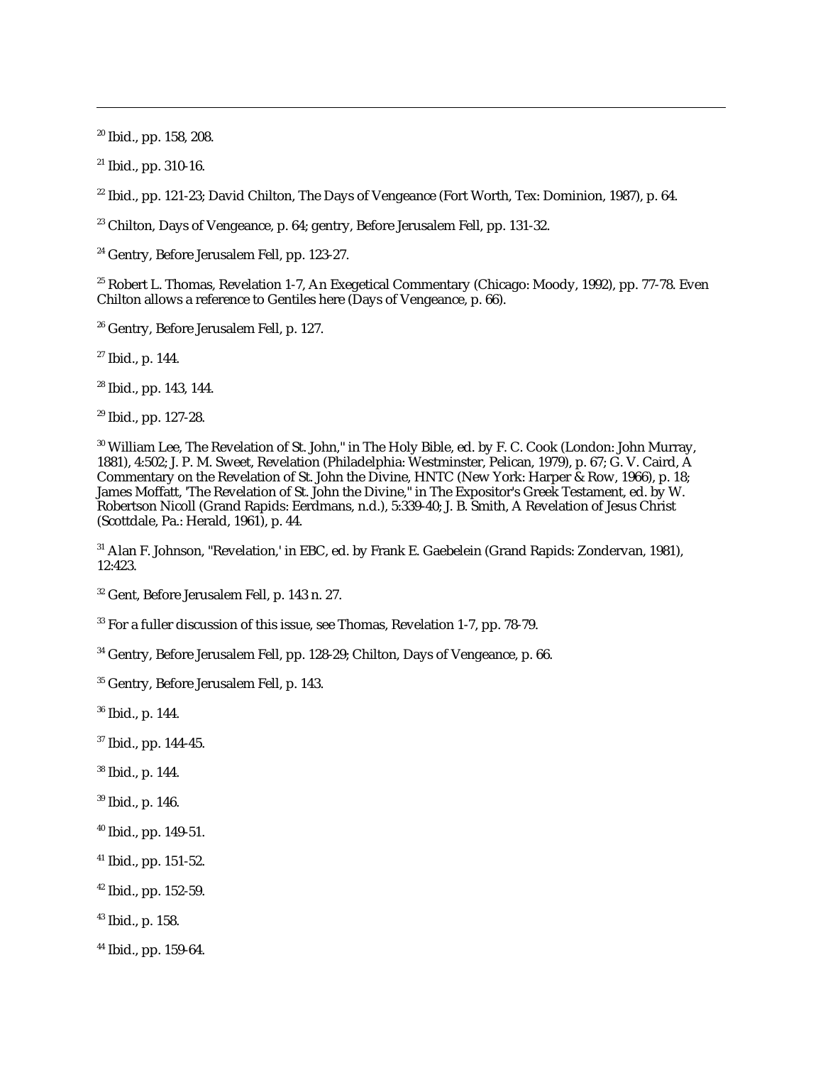[20] Ibid., pp. 158, 208.

[21] Ibid., pp. 310-16.

[22] Ibid., pp. 121-23; David Chilton, The Days of Vengeance (Fort Worth, Tex: Dominion, 1987), p. 64.

[23] Chilton, Days of Vengeance, p. 64; gentry, Before Jerusalem Fell, pp. 131-32.

[24] Gentry, Before Jerusalem Fell, pp. 123-27.

[25] Robert L. Thomas, Revelation 1-7, An Exegetical Commentary (Chicago: Moody, 1992), pp. 77-78. Even Chilton allows a reference to Gentiles here (Days of Vengeance, p. 66).

[26] Gentry, Before Jerusalem Fell, p. 127.

[27] Ibid., p. 144.

[28] Ibid., pp. 143, 144.

[29] Ibid., pp. 127-28.

[30] William Lee, The Revelation of St. John," in The Holy Bible, ed. by F. C. Cook (London: John Murray, 1881), 4:502; J. P. M. Sweet, Revelation (Philadelphia: Westminster, Pelican, 1979), p. 67; G. V. Caird, A Commentary on the Revelation of St. John the Divine, HNTC (New York: Harper & Row, 1966), p. 18; James Moffatt, 'The Revelation of St. John the Divine," in The Expositor's Greek Testament, ed. by W. Robertson Nicoll (Grand Rapids: Eerdmans, n.d.), 5:339-40; J. B. Smith, A Revelation of Jesus Christ (Scottdale, Pa.: Herald, 1961), p. 44.

[31] Alan F. Johnson, "Revelation,' in EBC, ed. by Frank E. Gaebelein (Grand Rapids: Zondervan, 1981), 12:423.

[32] Gent, Before Jerusalem Fell, p. 143 n. 27.

[33] For a fuller discussion of this issue, see Thomas, Revelation 1-7, pp. 78-79.

[34] Gentry, Before Jerusalem Fell, pp. 128-29; Chilton, Days of Vengeance, p. 66.

[35] Gentry, Before Jerusalem Fell, p. 143.

[36] Ibid., p. 144.

[37] Ibid., pp. 144-45.

[38] Ibid., p. 144.

[39] Ibid., p. 146.

[40] Ibid., pp. 149-51.

[41] Ibid., pp. 151-52.

[42] Ibid., pp. 152-59.

[43] Ibid., p. 158.

[44] Ibid., pp. 159-64.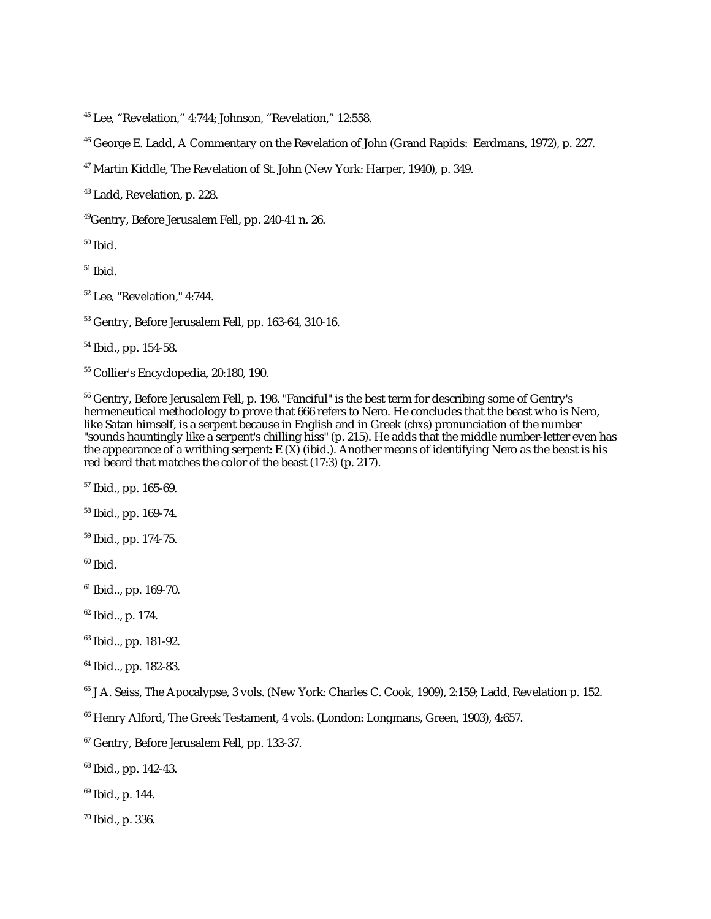---

[45] Lee, "Revelation," 4:744; Johnson, "Revelation," 12:558.

[46] George E. Ladd, A Commentary on the Revelation of John (Grand Rapids: Eerdmans, 1972), p. 227.

[47] Martin Kiddle, The Revelation of St. John (New York: Harper, 1940), p. 349.

[48] Ladd, Revelation, p. 228.

[49]Gentry, Before Jerusalem Fell, pp. 240-41 n. 26.

[50] Ibid.

[51] Ibid.

[52] Lee, "Revelation," 4:744.

[53] Gentry, Before Jerusalem Fell, pp. 163-64, 310-16.

[54] Ibid., pp. 154-58.

[55] Collier's Encyclopedia, 20:180, 190.

[56] Gentry, Before Jerusalem Fell, p. 198. "Fanciful" is the best term for describing some of Gentry's hermeneutical methodology to prove that 666 refers to Nero. He concludes that the beast who is Nero, like Satan himself, is a serpent because in English and in Greek (*chxs*) pronunciation of the number "sounds hauntingly like a serpent's chilling hiss" (p. 215). He adds that the middle number-letter even has the appearance of a writhing serpent: E (X) (ibid.). Another means of identifying Nero as the beast is his red beard that matches the color of the beast (17:3) (p. 217).

[57] Ibid., pp. 165-69.

[58] Ibid., pp. 169-74.

[59] Ibid., pp. 174-75.

[60] Ibid.

[61] Ibid.., pp. 169-70.

[62] Ibid.., p. 174.

[63] Ibid.., pp. 181-92.

[64] Ibid.., pp. 182-83.

[65] J A. Seiss, The Apocalypse, 3 vols. (New York: Charles C. Cook, 1909), 2:159; Ladd, Revelation p. 152.

[66] Henry Alford, The Greek Testament, 4 vols. (London: Longmans, Green, 1903), 4:657.

[67] Gentry, Before Jerusalem Fell, pp. 133-37.

[68] Ibid., pp. 142-43.

[69] Ibid., p. 144.

[70] Ibid., p. 336.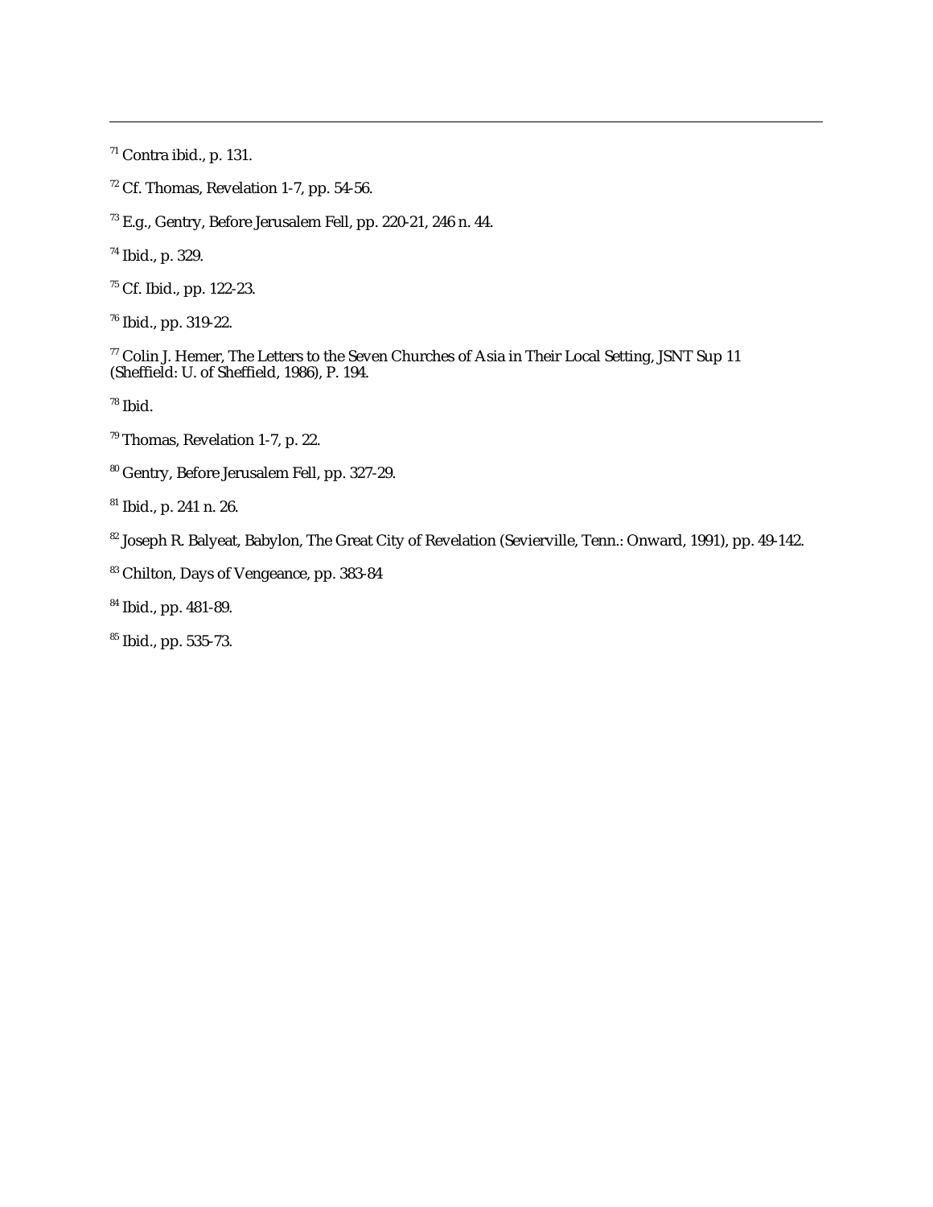---

[71] Contra ibid., p. 131.

[72] Cf. Thomas, Revelation 1-7, pp. 54-56.

[73] E.g., Gentry, Before Jerusalem Fell, pp. 220-21, 246 n. 44.

[74] Ibid., p. 329.

[75] Cf. Ibid., pp. 122-23.

[76] Ibid., pp. 319-22.

[77] Colin J. Hemer, The Letters to the Seven Churches of Asia in Their Local Setting, JSNT Sup 11 (Sheffield: U. of Sheffield, 1986), P. 194.

[78] Ibid.

[79] Thomas, Revelation 1-7, p. 22.

[80] Gentry, Before Jerusalem Fell, pp. 327-29.

[81] Ibid., p. 241 n. 26.

[82] Joseph R. Balyeat, Babylon, The Great City of Revelation (Sevierville, Tenn.: Onward, 1991), pp. 49-142.

[83] Chilton, Days of Vengeance, pp. 383-84

[84] Ibid., pp. 481-89.

[85] Ibid., pp. 535-73.